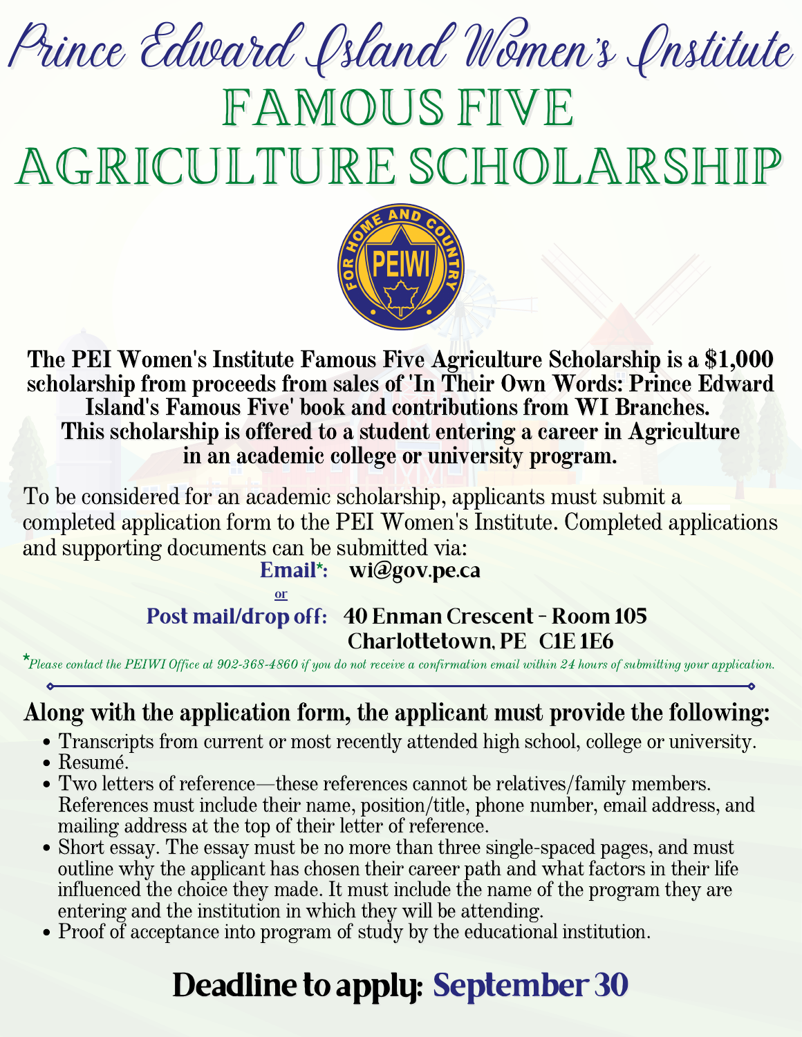# Prince Edward Island Women's Institute

# FAMOUS FIVE AGRICULTURE SCHOLARSHIP

**The PEI Women's Institute Famous Five Agriculture Scholarship is a $1,000 scholarship from proceeds from sales of 'In Their Own Words: Prince Edward Island's Famous Five' book and contributions from WI Branches. This scholarship is offered to a student entering a career in Agriculture in an academic college or university program.**

To be considered for an academic scholarship, applicants must submit a completed application form to the PEI Women's Institute. Completed applications and supporting documents can be submitted via:

**Email*:** wi@gov.pe.ca

or

**Post mail/drop off:** 40 Enman Crescent - Room 105
Charlottetown, PE C1E 1E6

**Please contact the PEIWI Office at 902-368-4860 if you do not receive a confirmation email within 24 hours of submitting your application.*

## Along with the application form, the applicant must provide the following:

- Transcripts from current or most recently attended high school, college or university.
- Resumé.
- Two letters of reference—these references cannot be relatives/family members. References must include their name, position/title, phone number, email address, and mailing address at the top of their letter of reference.
- Short essay. The essay must be no more than three single-spaced pages, and must outline why the applicant has chosen their career path and what factors in their life influenced the choice they made. It must include the name of the program they are entering and the institution in which they will be attending.
- Proof of acceptance into program of study by the educational institution.

## Deadline to apply: September 30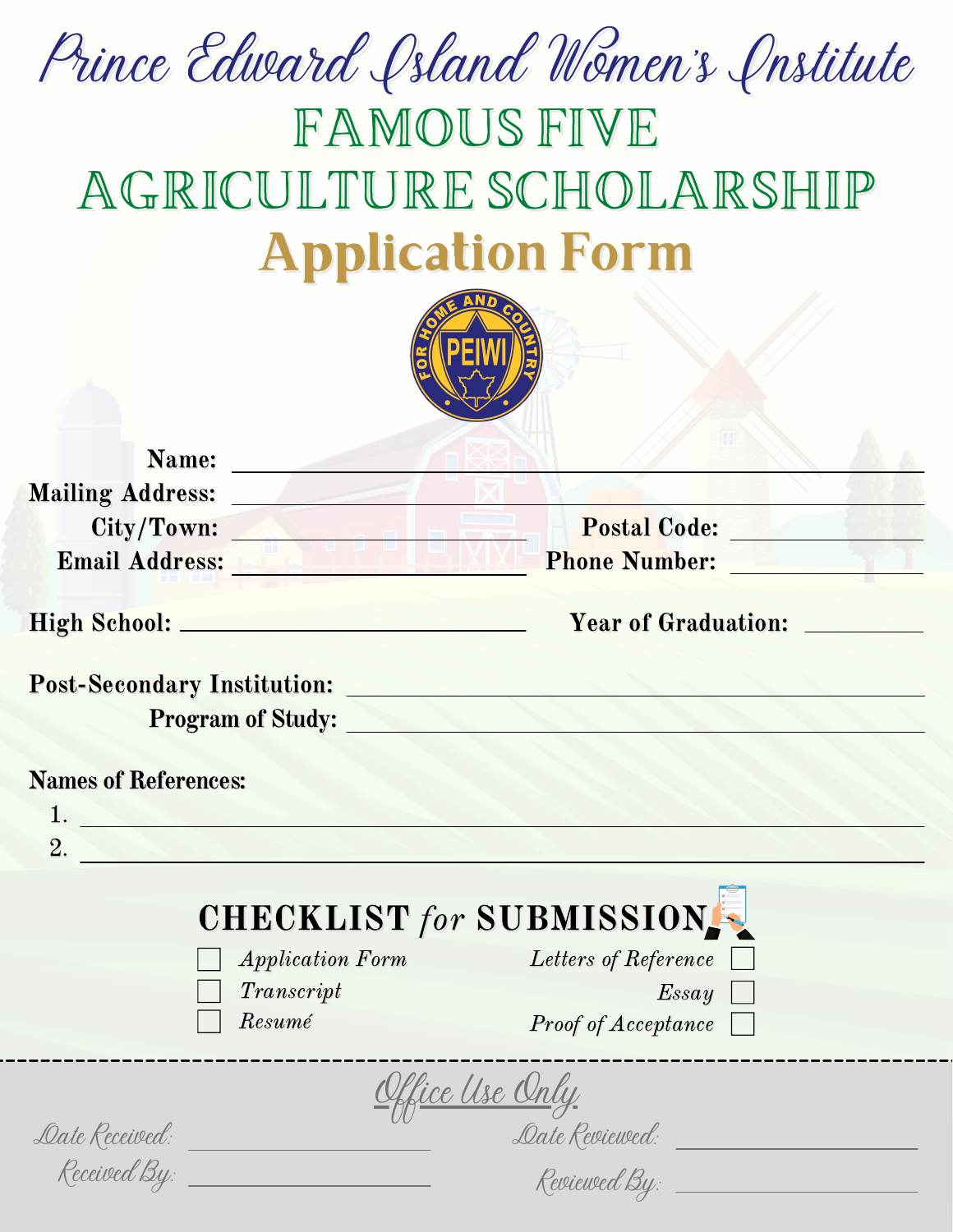# Prince Edward Island Women's Institute

## FAMOUS FIVE AGRICULTURE SCHOLARSHIP

## Application Form

FOR HOME AND COUNTRY PEIWI

**Name:** ____________________

**Mailing Address:** ____________________

**City/Town:** ____________________ **Postal Code:** ____________________

**Email Address:** ____________________ **Phone Number:** ____________________

**High School:** ____________________ **Year of Graduation:** ____________________

**Post-Secondary Institution:** ____________________

**Program of Study:** ____________________

**Names of References:**

1. ____________________
2. ____________________

## CHECKLIST *for* SUBMISSION

- ☐ *Application Form*
- ☐ *Transcript*
- ☐ *Resumé*
- ☐ *Letters of Reference*
- ☐ *Essay*
- ☐ *Proof of Acceptance*

---

*Office Use Only*

*Date Received:* ____________________ *Date Reviewed:* ____________________

*Received By:* ____________________ *Reviewed By:* ____________________